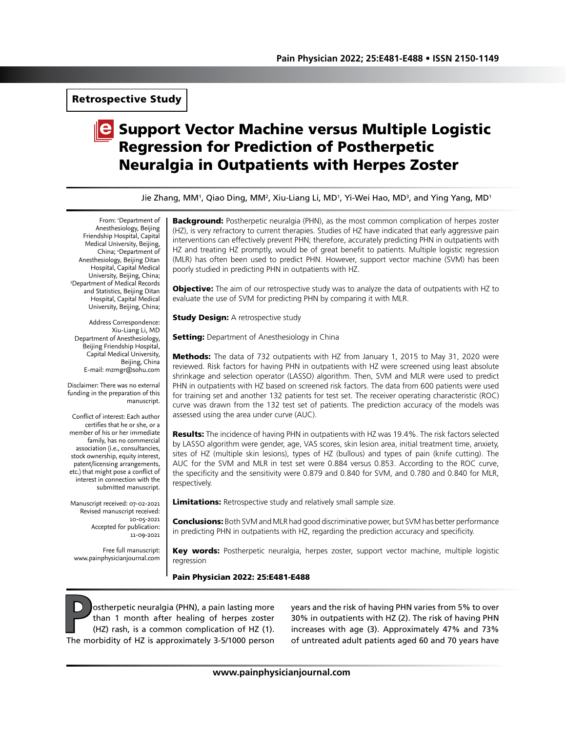Retrospective Study

# Support Vector Machine versus Multiple Logistic Regression for Prediction of Postherpetic Neuralgia in Outpatients with Herpes Zoster

Jie Zhang, MM[1], Qiao Ding, MM[2], Xiu-Liang Li, MD[1], Yi-Wei Hao, MD[3], and Ying Yang, MD[1]

From: [1]Department of Anesthesiology, Beijing Friendship Hospital, Capital Medical University, Beijing, China; [2]Department of Anesthesiology, Beijing Ditan Hospital, Capital Medical University, Beijing, China; [3]Department of Medical Records and Statistics, Beijing Ditan Hospital, Capital Medical University, Beijing, China;

Address Correspondence: Xiu-Liang Li, MD Department of Anesthesiology, Beijing Friendship Hospital, Capital Medical University, Beijing, China E-mail: mzmgr@sohu.com

Disclaimer: There was no external funding in the preparation of this manuscript.

Conflict of interest: Each author certifies that he or she, or a member of his or her immediate family, has no commercial association (i.e., consultancies, stock ownership, equity interest, patent/licensing arrangements, etc.) that might pose a conflict of interest in connection with the submitted manuscript.

Manuscript received: 07-02-2021 Revised manuscript received: 10-05-2021 Accepted for publication: 11-09-2021

Free full manuscript: www.painphysicianjournal.com

**Background:** Postherpetic neuralgia (PHN), as the most common complication of herpes zoster (HZ), is very refractory to current therapies. Studies of HZ have indicated that early aggressive pain interventions can effectively prevent PHN; therefore, accurately predicting PHN in outpatients with HZ and treating HZ promptly, would be of great benefit to patients. Multiple logistic regression (MLR) has often been used to predict PHN. However, support vector machine (SVM) has been poorly studied in predicting PHN in outpatients with HZ.

**Objective:** The aim of our retrospective study was to analyze the data of outpatients with HZ to evaluate the use of SVM for predicting PHN by comparing it with MLR.

**Study Design:** A retrospective study

**Setting:** Department of Anesthesiology in China

**Methods:** The data of 732 outpatients with HZ from January 1, 2015 to May 31, 2020 were reviewed. Risk factors for having PHN in outpatients with HZ were screened using least absolute shrinkage and selection operator (LASSO) algorithm. Then, SVM and MLR were used to predict PHN in outpatients with HZ based on screened risk factors. The data from 600 patients were used for training set and another 132 patients for test set. The receiver operating characteristic (ROC) curve was drawn from the 132 test set of patients. The prediction accuracy of the models was assessed using the area under curve (AUC).

**Results:** The incidence of having PHN in outpatients with HZ was 19.4%. The risk factors selected by LASSO algorithm were gender, age, VAS scores, skin lesion area, initial treatment time, anxiety, sites of HZ (multiple skin lesions), types of HZ (bullous) and types of pain (knife cutting). The AUC for the SVM and MLR in test set were 0.884 versus 0.853. According to the ROC curve, the specificity and the sensitivity were 0.879 and 0.840 for SVM, and 0.780 and 0.840 for MLR, respectively.

**Limitations:** Retrospective study and relatively small sample size.

**Conclusions:** Both SVM and MLR had good discriminative power, but SVM has better performance in predicting PHN in outpatients with HZ, regarding the prediction accuracy and specificity.

**Key words:** Postherpetic neuralgia, herpes zoster, support vector machine, multiple logistic regression

**Pain Physician 2022: 25:E481-E488**

Postherpetic neuralgia (PHN), a pain lasting more than 1 month after healing of herpes zoster (HZ) rash, is a common complication of HZ (1). The morbidity of HZ is approximately 3-5/1000 person years and the risk of having PHN varies from 5% to over 30% in outpatients with HZ (2). The risk of having PHN increases with age (3). Approximately 47% and 73% of untreated adult patients aged 60 and 70 years have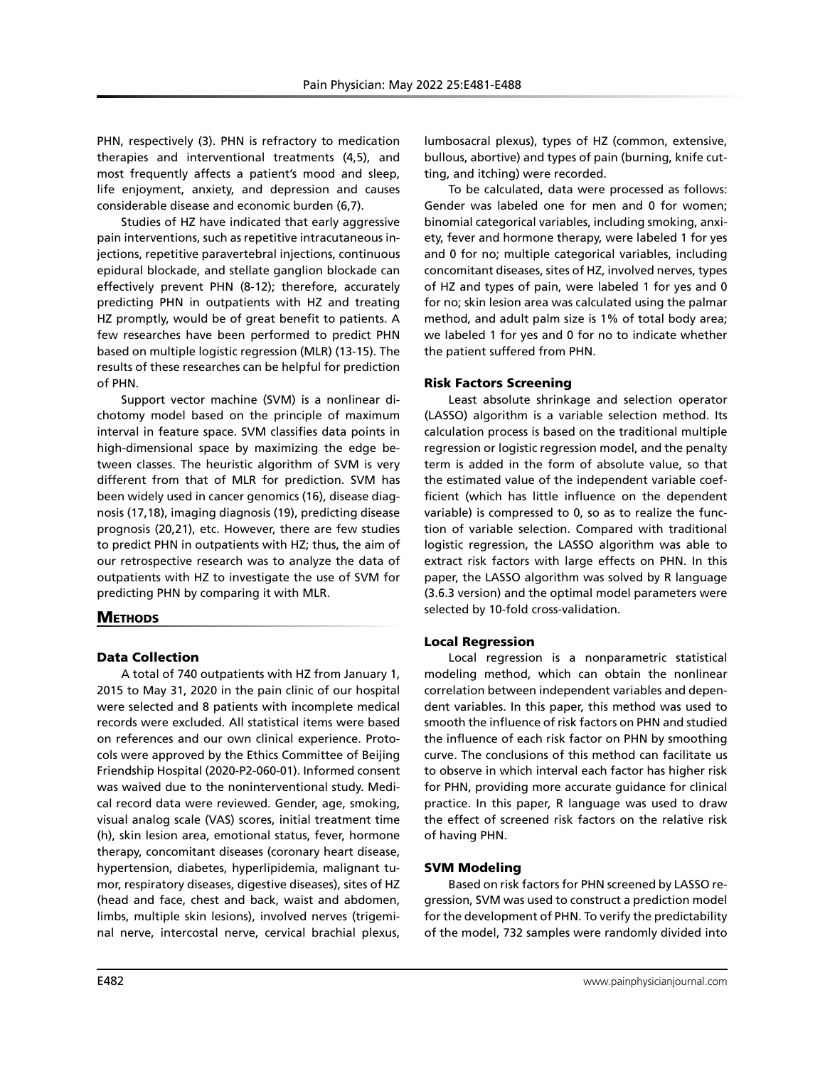PHN, respectively (3). PHN is refractory to medication therapies and interventional treatments (4,5), and most frequently affects a patient's mood and sleep, life enjoyment, anxiety, and depression and causes considerable disease and economic burden (6,7).

Studies of HZ have indicated that early aggressive pain interventions, such as repetitive intracutaneous injections, repetitive paravertebral injections, continuous epidural blockade, and stellate ganglion blockade can effectively prevent PHN (8-12); therefore, accurately predicting PHN in outpatients with HZ and treating HZ promptly, would be of great benefit to patients. A few researches have been performed to predict PHN based on multiple logistic regression (MLR) (13-15). The results of these researches can be helpful for prediction of PHN.

Support vector machine (SVM) is a nonlinear dichotomy model based on the principle of maximum interval in feature space. SVM classifies data points in high-dimensional space by maximizing the edge between classes. The heuristic algorithm of SVM is very different from that of MLR for prediction. SVM has been widely used in cancer genomics (16), disease diagnosis (17,18), imaging diagnosis (19), predicting disease prognosis (20,21), etc. However, there are few studies to predict PHN in outpatients with HZ; thus, the aim of our retrospective research was to analyze the data of outpatients with HZ to investigate the use of SVM for predicting PHN by comparing it with MLR.

## Methods

### Data Collection

A total of 740 outpatients with HZ from January 1, 2015 to May 31, 2020 in the pain clinic of our hospital were selected and 8 patients with incomplete medical records were excluded. All statistical items were based on references and our own clinical experience. Protocols were approved by the Ethics Committee of Beijing Friendship Hospital (2020-P2-060-01). Informed consent was waived due to the noninterventional study. Medical record data were reviewed. Gender, age, smoking, visual analog scale (VAS) scores, initial treatment time (h), skin lesion area, emotional status, fever, hormone therapy, concomitant diseases (coronary heart disease, hypertension, diabetes, hyperlipidemia, malignant tumor, respiratory diseases, digestive diseases), sites of HZ (head and face, chest and back, waist and abdomen, limbs, multiple skin lesions), involved nerves (trigeminal nerve, intercostal nerve, cervical brachial plexus, lumbosacral plexus), types of HZ (common, extensive, bullous, abortive) and types of pain (burning, knife cutting, and itching) were recorded.

To be calculated, data were processed as follows: Gender was labeled one for men and 0 for women; binomial categorical variables, including smoking, anxiety, fever and hormone therapy, were labeled 1 for yes and 0 for no; multiple categorical variables, including concomitant diseases, sites of HZ, involved nerves, types of HZ and types of pain, were labeled 1 for yes and 0 for no; skin lesion area was calculated using the palmar method, and adult palm size is 1% of total body area; we labeled 1 for yes and 0 for no to indicate whether the patient suffered from PHN.

### Risk Factors Screening

Least absolute shrinkage and selection operator (LASSO) algorithm is a variable selection method. Its calculation process is based on the traditional multiple regression or logistic regression model, and the penalty term is added in the form of absolute value, so that the estimated value of the independent variable coefficient (which has little influence on the dependent variable) is compressed to 0, so as to realize the function of variable selection. Compared with traditional logistic regression, the LASSO algorithm was able to extract risk factors with large effects on PHN. In this paper, the LASSO algorithm was solved by R language (3.6.3 version) and the optimal model parameters were selected by 10-fold cross-validation.

### Local Regression

Local regression is a nonparametric statistical modeling method, which can obtain the nonlinear correlation between independent variables and dependent variables. In this paper, this method was used to smooth the influence of risk factors on PHN and studied the influence of each risk factor on PHN by smoothing curve. The conclusions of this method can facilitate us to observe in which interval each factor has higher risk for PHN, providing more accurate guidance for clinical practice. In this paper, R language was used to draw the effect of screened risk factors on the relative risk of having PHN.

### SVM Modeling

Based on risk factors for PHN screened by LASSO regression, SVM was used to construct a prediction model for the development of PHN. To verify the predictability of the model, 732 samples were randomly divided into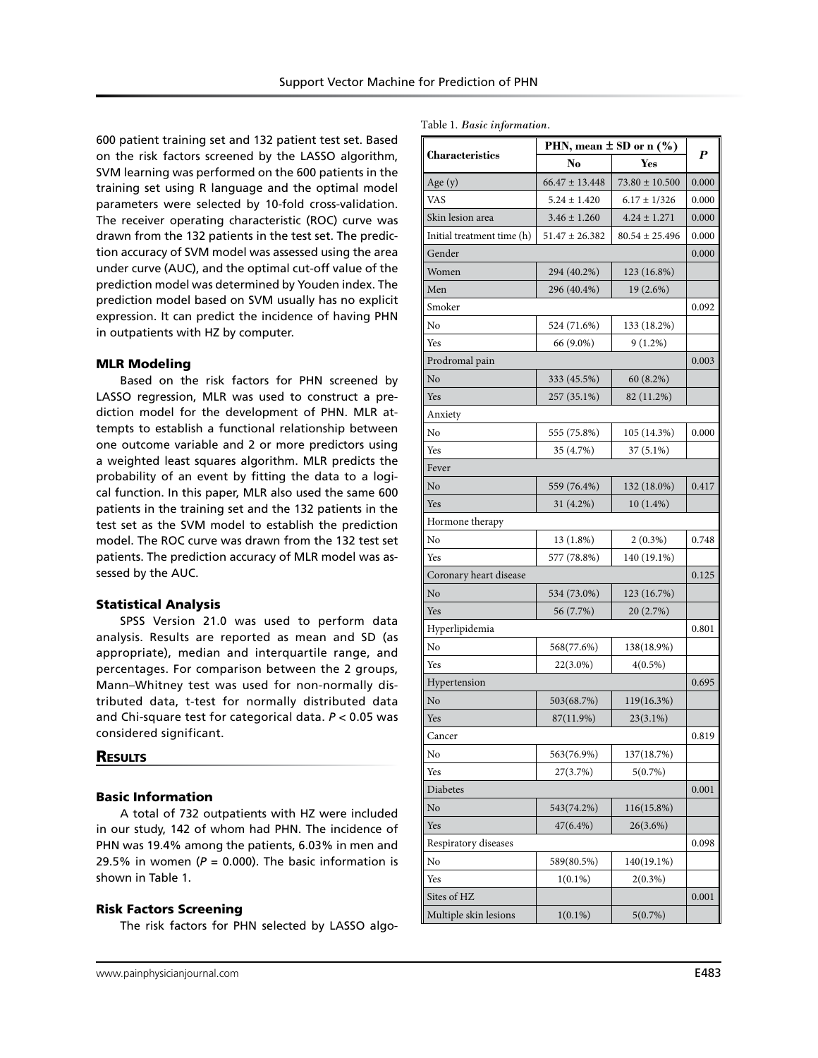600 patient training set and 132 patient test set. Based on the risk factors screened by the LASSO algorithm, SVM learning was performed on the 600 patients in the training set using R language and the optimal model parameters were selected by 10-fold cross-validation. The receiver operating characteristic (ROC) curve was drawn from the 132 patients in the test set. The prediction accuracy of SVM model was assessed using the area under curve (AUC), and the optimal cut-off value of the prediction model was determined by Youden index. The prediction model based on SVM usually has no explicit expression. It can predict the incidence of having PHN in outpatients with HZ by computer.

### MLR Modeling

Based on the risk factors for PHN screened by LASSO regression, MLR was used to construct a prediction model for the development of PHN. MLR attempts to establish a functional relationship between one outcome variable and 2 or more predictors using a weighted least squares algorithm. MLR predicts the probability of an event by fitting the data to a logical function. In this paper, MLR also used the same 600 patients in the training set and the 132 patients in the test set as the SVM model to establish the prediction model. The ROC curve was drawn from the 132 test set patients. The prediction accuracy of MLR model was assessed by the AUC.

### Statistical Analysis

SPSS Version 21.0 was used to perform data analysis. Results are reported as mean and SD (as appropriate), median and interquartile range, and percentages. For comparison between the 2 groups, Mann–Whitney test was used for non-normally distributed data, t-test for normally distributed data and Chi-square test for categorical data. $P < 0.05$ was considered significant.

## Results

### Basic Information

A total of 732 outpatients with HZ were included in our study, 142 of whom had PHN. The incidence of PHN was 19.4% among the patients, 6.03% in men and 29.5% in women ($P = 0.000$). The basic information is shown in Table 1.

### Risk Factors Screening

The risk factors for PHN selected by LASSO algo-

Table 1. *Basic information.*

| Characteristics | PHN, mean ± SD or n (%) | | *P* |
|---|---|---|---|
| | No | Yes | |
| Age (y) | 66.47 ± 13.448 | 73.80 ± 10.500 | 0.000 |
| VAS | 5.24 ± 1.420 | 6.17 ± 1/326 | 0.000 |
| Skin lesion area | 3.46 ± 1.260 | 4.24 ± 1.271 | 0.000 |
| Initial treatment time (h) | 51.47 ± 26.382 | 80.54 ± 25.496 | 0.000 |
| Gender | | | 0.000 |
| Women | 294 (40.2%) | 123 (16.8%) | |
| Men | 296 (40.4%) | 19 (2.6%) | |
| Smoker | | | 0.092 |
| No | 524 (71.6%) | 133 (18.2%) | |
| Yes | 66 (9.0%) | 9 (1.2%) | |
| Prodromal pain | | | 0.003 |
| No | 333 (45.5%) | 60 (8.2%) | |
| Yes | 257 (35.1%) | 82 (11.2%) | |
| Anxiety | | | |
| No | 555 (75.8%) | 105 (14.3%) | 0.000 |
| Yes | 35 (4.7%) | 37 (5.1%) | |
| Fever | | | |
| No | 559 (76.4%) | 132 (18.0%) | 0.417 |
| Yes | 31 (4.2%) | 10 (1.4%) | |
| Hormone therapy | | | |
| No | 13 (1.8%) | 2 (0.3%) | 0.748 |
| Yes | 577 (78.8%) | 140 (19.1%) | |
| Coronary heart disease | | | 0.125 |
| No | 534 (73.0%) | 123 (16.7%) | |
| Yes | 56 (7.7%) | 20 (2.7%) | |
| Hyperlipidemia | | | 0.801 |
| No | 568(77.6%) | 138(18.9%) | |
| Yes | 22(3.0%) | 4(0.5%) | |
| Hypertension | | | 0.695 |
| No | 503(68.7%) | 119(16.3%) | |
| Yes | 87(11.9%) | 23(3.1%) | |
| Cancer | | | 0.819 |
| No | 563(76.9%) | 137(18.7%) | |
| Yes | 27(3.7%) | 5(0.7%) | |
| Diabetes | | | 0.001 |
| No | 543(74.2%) | 116(15.8%) | |
| Yes | 47(6.4%) | 26(3.6%) | |
| Respiratory diseases | | | 0.098 |
| No | 589(80.5%) | 140(19.1%) | |
| Yes | 1(0.1%) | 2(0.3%) | |
| Sites of HZ | | | 0.001 |
| Multiple skin lesions | 1(0.1%) | 5(0.7%) | |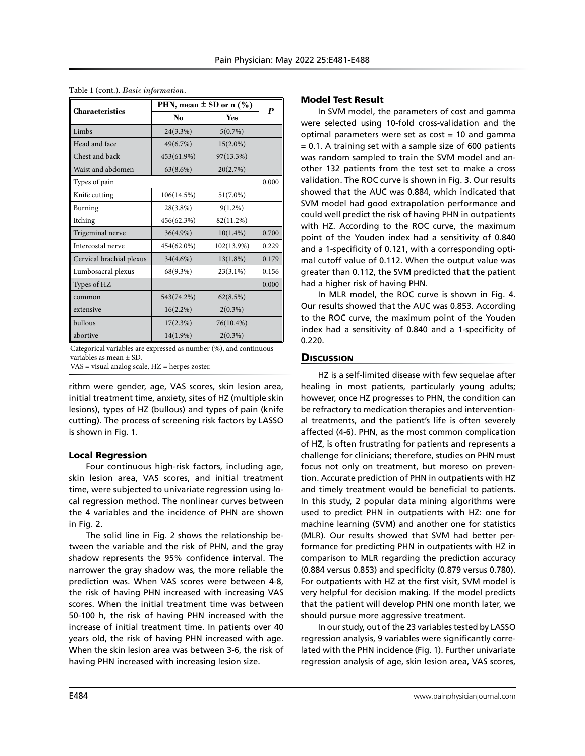Table 1 (cont.). *Basic information.*

| Characteristics | PHN, mean ± SD or n (%) | | P |
|---|---|---|---|
| | No | Yes | |
| Limbs | 24(3.3%) | 5(0.7%) | |
| Head and face | 49(6.7%) | 15(2.0%) | |
| Chest and back | 453(61.9%) | 97(13.3%) | |
| Waist and abdomen | 63(8.6%) | 20(2.7%) | |
| Types of pain | | | 0.000 |
| Knife cutting | 106(14.5%) | 51(7.0%) | |
| Burning | 28(3.8%) | 9(1.2%) | |
| Itching | 456(62.3%) | 82(11.2%) | |
| Trigeminal nerve | 36(4.9%) | 10(1.4%) | 0.700 |
| Intercostal nerve | 454(62.0%) | 102(13.9%) | 0.229 |
| Cervical brachial plexus | 34(4.6%) | 13(1.8%) | 0.179 |
| Lumbosacral plexus | 68(9.3%) | 23(3.1%) | 0.156 |
| Types of HZ | | | 0.000 |
| common | 543(74.2%) | 62(8.5%) | |
| extensive | 16(2.2%) | 2(0.3%) | |
| bullous | 17(2.3%) | 76(10.4%) | |
| abortive | 14(1.9%) | 2(0.3%) | |

Categorical variables are expressed as number (%), and continuous variables as mean ± SD.
VAS = visual analog scale, HZ = herpes zoster.

rithm were gender, age, VAS scores, skin lesion area, initial treatment time, anxiety, sites of HZ (multiple skin lesions), types of HZ (bullous) and types of pain (knife cutting). The process of screening risk factors by LASSO is shown in Fig. 1.

### Local Regression

Four continuous high-risk factors, including age, skin lesion area, VAS scores, and initial treatment time, were subjected to univariate regression using local regression method. The nonlinear curves between the 4 variables and the incidence of PHN are shown in Fig. 2.

The solid line in Fig. 2 shows the relationship between the variable and the risk of PHN, and the gray shadow represents the 95% confidence interval. The narrower the gray shadow was, the more reliable the prediction was. When VAS scores were between 4-8, the risk of having PHN increased with increasing VAS scores. When the initial treatment time was between 50-100 h, the risk of having PHN increased with the increase of initial treatment time. In patients over 40 years old, the risk of having PHN increased with age. When the skin lesion area was between 3-6, the risk of having PHN increased with increasing lesion size.

### Model Test Result

In SVM model, the parameters of cost and gamma were selected using 10-fold cross-validation and the optimal parameters were set as cost = 10 and gamma = 0.1. A training set with a sample size of 600 patients was random sampled to train the SVM model and another 132 patients from the test set to make a cross validation. The ROC curve is shown in Fig. 3. Our results showed that the AUC was 0.884, which indicated that SVM model had good extrapolation performance and could well predict the risk of having PHN in outpatients with HZ. According to the ROC curve, the maximum point of the Youden index had a sensitivity of 0.840 and a 1-specificity of 0.121, with a corresponding optimal cutoff value of 0.112. When the output value was greater than 0.112, the SVM predicted that the patient had a higher risk of having PHN.

In MLR model, the ROC curve is shown in Fig. 4. Our results showed that the AUC was 0.853. According to the ROC curve, the maximum point of the Youden index had a sensitivity of 0.840 and a 1-specificity of 0.220.

## Discussion

HZ is a self-limited disease with few sequelae after healing in most patients, particularly young adults; however, once HZ progresses to PHN, the condition can be refractory to medication therapies and interventional treatments, and the patient's life is often severely affected (4-6). PHN, as the most common complication of HZ, is often frustrating for patients and represents a challenge for clinicians; therefore, studies on PHN must focus not only on treatment, but moreso on prevention. Accurate prediction of PHN in outpatients with HZ and timely treatment would be beneficial to patients. In this study, 2 popular data mining algorithms were used to predict PHN in outpatients with HZ: one for machine learning (SVM) and another one for statistics (MLR). Our results showed that SVM had better performance for predicting PHN in outpatients with HZ in comparison to MLR regarding the prediction accuracy (0.884 versus 0.853) and specificity (0.879 versus 0.780). For outpatients with HZ at the first visit, SVM model is very helpful for decision making. If the model predicts that the patient will develop PHN one month later, we should pursue more aggressive treatment.

In our study, out of the 23 variables tested by LASSO regression analysis, 9 variables were significantly correlated with the PHN incidence (Fig. 1). Further univariate regression analysis of age, skin lesion area, VAS scores,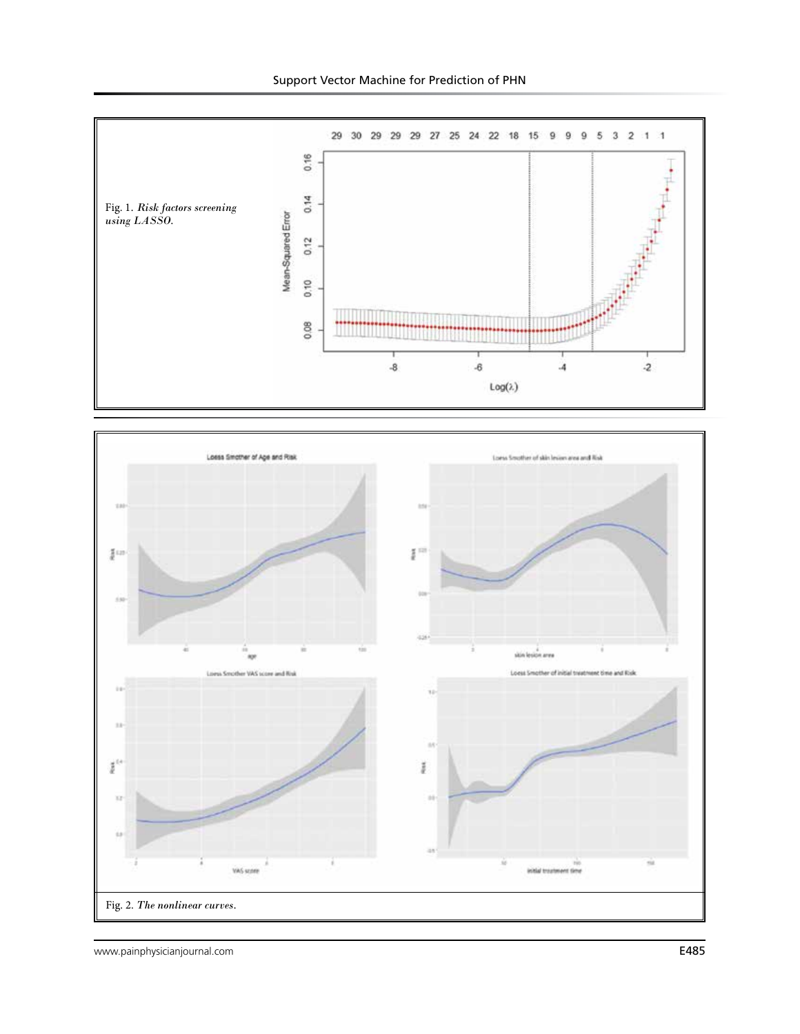Fig. 1. *Risk factors screening using LASSO.*

Fig. 2. *The nonlinear curves.*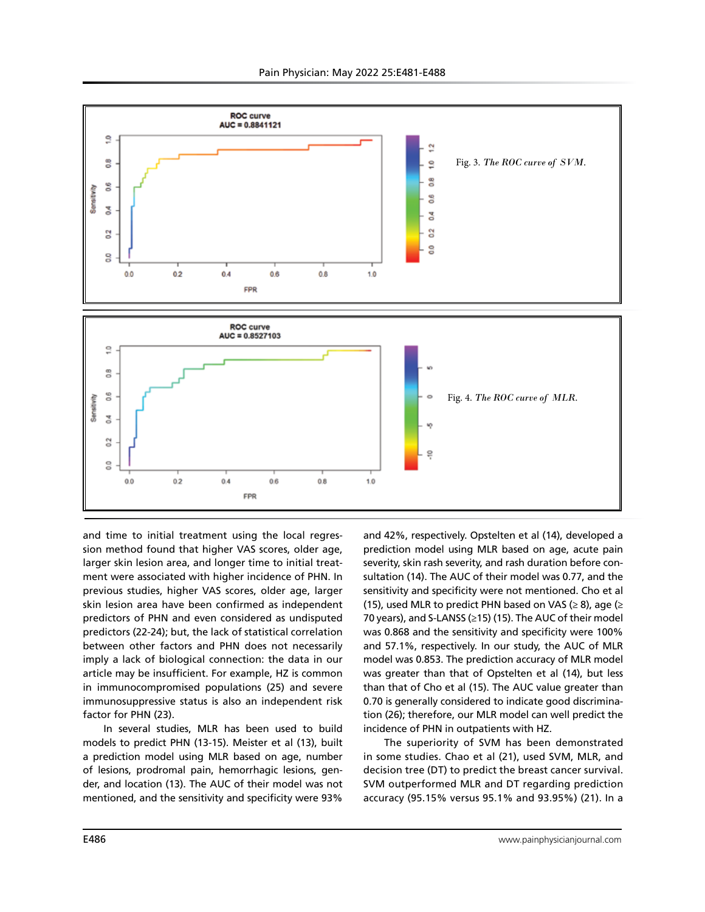Fig. 3. *The ROC curve of SVM.*

Fig. 4. *The ROC curve of MLR.*

and time to initial treatment using the local regression method found that higher VAS scores, older age, larger skin lesion area, and longer time to initial treatment were associated with higher incidence of PHN. In previous studies, higher VAS scores, older age, larger skin lesion area have been confirmed as independent predictors of PHN and even considered as undisputed predictors (22-24); but, the lack of statistical correlation between other factors and PHN does not necessarily imply a lack of biological connection: the data in our article may be insufficient. For example, HZ is common in immunocompromised populations (25) and severe immunosuppressive status is also an independent risk factor for PHN (23).

In several studies, MLR has been used to build models to predict PHN (13-15). Meister et al (13), built a prediction model using MLR based on age, number of lesions, prodromal pain, hemorrhagic lesions, gender, and location (13). The AUC of their model was not mentioned, and the sensitivity and specificity were 93% and 42%, respectively. Opstelten et al (14), developed a prediction model using MLR based on age, acute pain severity, skin rash severity, and rash duration before consultation (14). The AUC of their model was 0.77, and the sensitivity and specificity were not mentioned. Cho et al (15), used MLR to predict PHN based on VAS (≥ 8), age (≥ 70 years), and S-LANSS (≥15) (15). The AUC of their model was 0.868 and the sensitivity and specificity were 100% and 57.1%, respectively. In our study, the AUC of MLR model was 0.853. The prediction accuracy of MLR model was greater than that of Opstelten et al (14), but less than that of Cho et al (15). The AUC value greater than 0.70 is generally considered to indicate good discrimination (26); therefore, our MLR model can well predict the incidence of PHN in outpatients with HZ.

The superiority of SVM has been demonstrated in some studies. Chao et al (21), used SVM, MLR, and decision tree (DT) to predict the breast cancer survival. SVM outperformed MLR and DT regarding prediction accuracy (95.15% versus 95.1% and 93.95%) (21). In a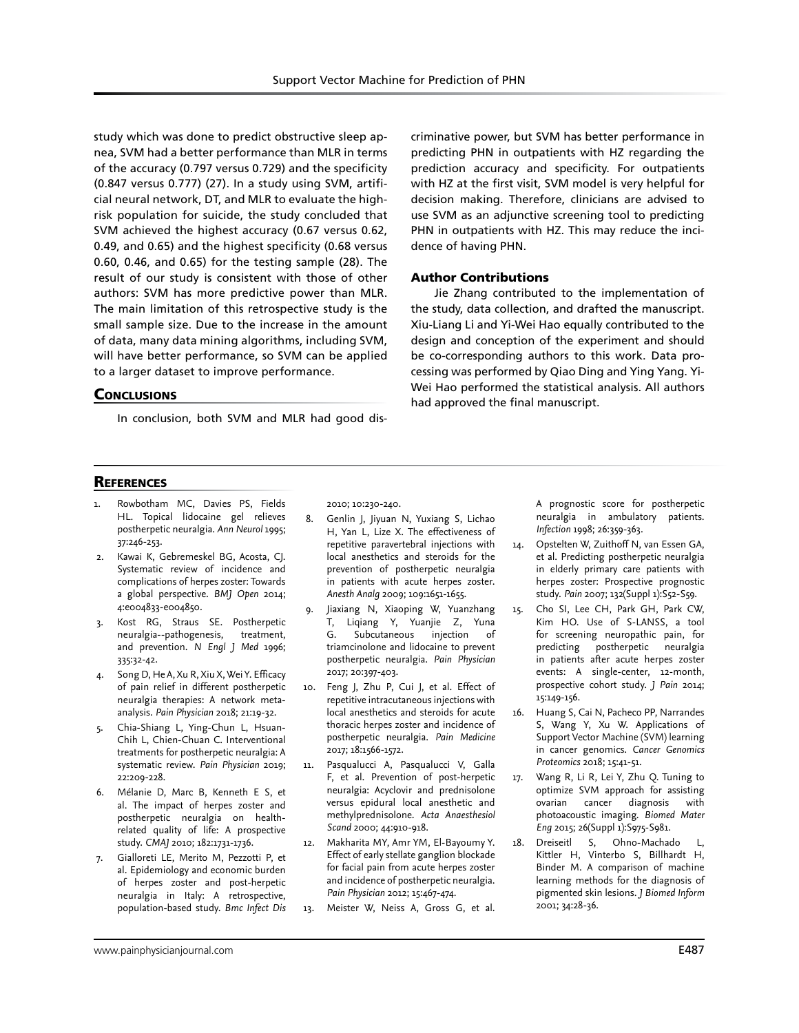study which was done to predict obstructive sleep apnea, SVM had a better performance than MLR in terms of the accuracy (0.797 versus 0.729) and the specificity (0.847 versus 0.777) (27). In a study using SVM, artificial neural network, DT, and MLR to evaluate the high-risk population for suicide, the study concluded that SVM achieved the highest accuracy (0.67 versus 0.62, 0.49, and 0.65) and the highest specificity (0.68 versus 0.60, 0.46, and 0.65) for the testing sample (28). The result of our study is consistent with those of other authors: SVM has more predictive power than MLR. The main limitation of this retrospective study is the small sample size. Due to the increase in the amount of data, many data mining algorithms, including SVM, will have better performance, so SVM can be applied to a larger dataset to improve performance.

## Conclusions

In conclusion, both SVM and MLR had good discriminative power, but SVM has better performance in predicting PHN in outpatients with HZ regarding the prediction accuracy and specificity. For outpatients with HZ at the first visit, SVM model is very helpful for decision making. Therefore, clinicians are advised to use SVM as an adjunctive screening tool to predicting PHN in outpatients with HZ. This may reduce the incidence of having PHN.

### Author Contributions

Jie Zhang contributed to the implementation of the study, data collection, and drafted the manuscript. Xiu-Liang Li and Yi-Wei Hao equally contributed to the design and conception of the experiment and should be co-corresponding authors to this work. Data processing was performed by Qiao Ding and Ying Yang. Yi-Wei Hao performed the statistical analysis. All authors had approved the final manuscript.

## References

1. Rowbotham MC, Davies PS, Fields HL. Topical lidocaine gel relieves postherpetic neuralgia. *Ann Neurol* 1995; 37:246-253.
2. Kawai K, Gebremeskel BG, Acosta, CJ. Systematic review of incidence and complications of herpes zoster: Towards a global perspective. *BMJ Open* 2014; 4:e004833-e004850.
3. Kost RG, Straus SE. Postherpetic neuralgia--pathogenesis, treatment, and prevention. *N Engl J Med* 1996; 335:32-42.
4. Song D, He A, Xu R, Xiu X, Wei Y. Efficacy of pain relief in different postherpetic neuralgia therapies: A network meta-analysis. *Pain Physician* 2018; 21:19-32.
5. Chia-Shiang L, Ying-Chun L, Hsuan-Chih L, Chien-Chuan C. Interventional treatments for postherpetic neuralgia: A systematic review. *Pain Physician* 2019; 22:209-228.
6. Mélanie D, Marc B, Kenneth E S, et al. The impact of herpes zoster and postherpetic neuralgia on health-related quality of life: A prospective study. *CMAJ* 2010; 182:1731-1736.
7. Gialloreti LE, Merito M, Pezzotti P, et al. Epidemiology and economic burden of herpes zoster and post-herpetic neuralgia in Italy: A retrospective, population-based study. *Bmc Infect Dis* 2010; 10:230-240.
8. Genlin J, Jiyuan N, Yuxiang S, Lichao H, Yan L, Lize X. The effectiveness of repetitive paravertebral injections with local anesthetics and steroids for the prevention of postherpetic neuralgia in patients with acute herpes zoster. *Anesth Analg* 2009; 109:1651-1655.
9. Jiaxiang N, Xiaoping W, Yuanzhang T, Liqiang Y, Yuanjie Z, Yuna G. Subcutaneous injection of triamcinolone and lidocaine to prevent postherpetic neuralgia. *Pain Physician* 2017; 20:397-403.
10. Feng J, Zhu P, Cui J, et al. Effect of repetitive intracutaneous injections with local anesthetics and steroids for acute thoracic herpes zoster and incidence of postherpetic neuralgia. *Pain Medicine* 2017; 18:1566-1572.
11. Pasqualucci A, Pasqualucci V, Galla F, et al. Prevention of post-herpetic neuralgia: Acyclovir and prednisolone versus epidural local anesthetic and methylprednisolone. *Acta Anaesthesiol Scand* 2000; 44:910-918.
12. Makharita MY, Amr YM, El-Bayoumy Y. Effect of early stellate ganglion blockade for facial pain from acute herpes zoster and incidence of postherpetic neuralgia. *Pain Physician* 2012; 15:467-474.
13. Meister W, Neiss A, Gross G, et al. A prognostic score for postherpetic neuralgia in ambulatory patients. *Infection* 1998; 26:359-363.
14. Opstelten W, Zuithoff N, van Essen GA, et al. Predicting postherpetic neuralgia in elderly primary care patients with herpes zoster: Prospective prognostic study. *Pain* 2007; 132(Suppl 1):S52-S59.
15. Cho SI, Lee CH, Park GH, Park CW, Kim HO. Use of S-LANSS, a tool for screening neuropathic pain, for predicting postherpetic neuralgia in patients after acute herpes zoster events: A single-center, 12-month, prospective cohort study. *J Pain* 2014; 15:149-156.
16. Huang S, Cai N, Pacheco PP, Narrandes S, Wang Y, Xu W. Applications of Support Vector Machine (SVM) learning in cancer genomics. *Cancer Genomics Proteomics* 2018; 15:41-51.
17. Wang R, Li R, Lei Y, Zhu Q. Tuning to optimize SVM approach for assisting ovarian cancer diagnosis with photoacoustic imaging. *Biomed Mater Eng* 2015; 26(Suppl 1):S975-S981.
18. Dreiseitl S, Ohno-Machado L, Kittler H, Vinterbo S, Billhardt H, Binder M. A comparison of machine learning methods for the diagnosis of pigmented skin lesions. *J Biomed Inform* 2001; 34:28-36.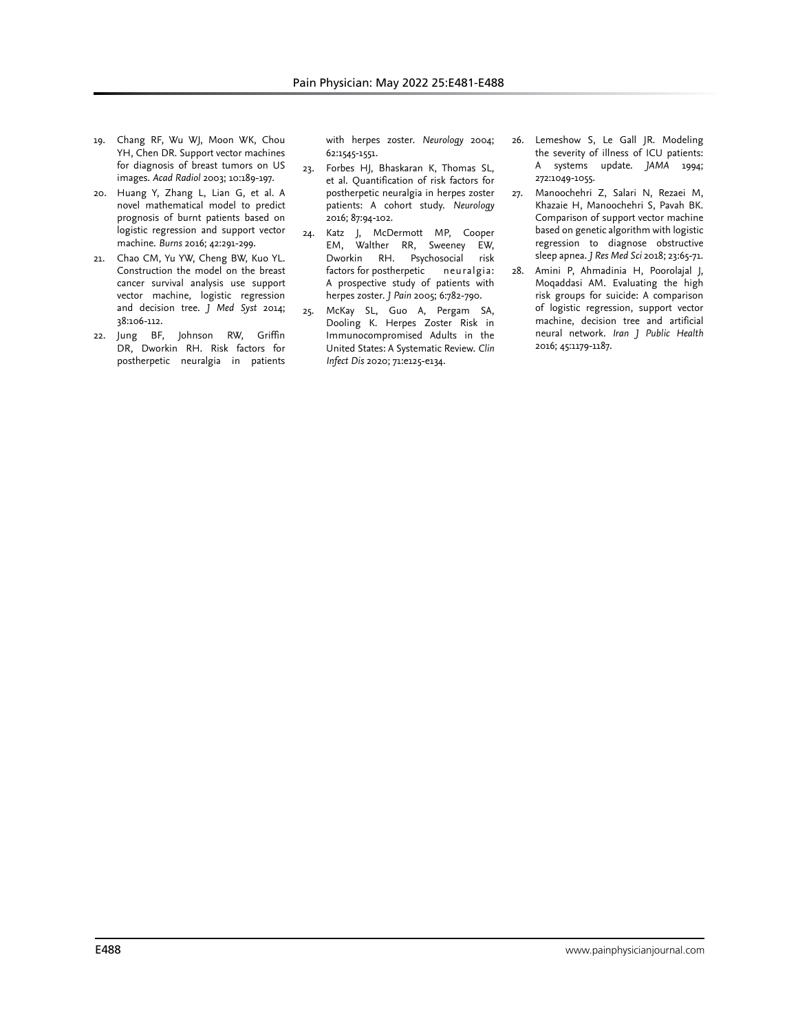19. Chang RF, Wu WJ, Moon WK, Chou YH, Chen DR. Support vector machines for diagnosis of breast tumors on US images. *Acad Radiol* 2003; 10:189-197.
20. Huang Y, Zhang L, Lian G, et al. A novel mathematical model to predict prognosis of burnt patients based on logistic regression and support vector machine. *Burns* 2016; 42:291-299.
21. Chao CM, Yu YW, Cheng BW, Kuo YL. Construction the model on the breast cancer survival analysis use support vector machine, logistic regression and decision tree. *J Med Syst* 2014; 38:106-112.
22. Jung BF, Johnson RW, Griffin DR, Dworkin RH. Risk factors for postherpetic neuralgia in patients with herpes zoster. *Neurology* 2004; 62:1545-1551.
23. Forbes HJ, Bhaskaran K, Thomas SL, et al. Quantification of risk factors for postherpetic neuralgia in herpes zoster patients: A cohort study. *Neurology* 2016; 87:94-102.
24. Katz J, McDermott MP, Cooper EM, Walther RR, Sweeney EW, Dworkin RH. Psychosocial risk factors for postherpetic neuralgia: A prospective study of patients with herpes zoster. *J Pain* 2005; 6:782-790.
25. McKay SL, Guo A, Pergam SA, Dooling K. Herpes Zoster Risk in Immunocompromised Adults in the United States: A Systematic Review. *Clin Infect Dis* 2020; 71:e125-e134.
26. Lemeshow S, Le Gall JR. Modeling the severity of illness of ICU patients: A systems update. *JAMA* 1994; 272:1049-1055.
27. Manoochehri Z, Salari N, Rezaei M, Khazaie H, Manoochehri S, Pavah BK. Comparison of support vector machine based on genetic algorithm with logistic regression to diagnose obstructive sleep apnea. *J Res Med Sci* 2018; 23:65-71.
28. Amini P, Ahmadinia H, Poorolajal J, Moqaddasi AM. Evaluating the high risk groups for suicide: A comparison of logistic regression, support vector machine, decision tree and artificial neural network. *Iran J Public Health* 2016; 45:1179-1187.